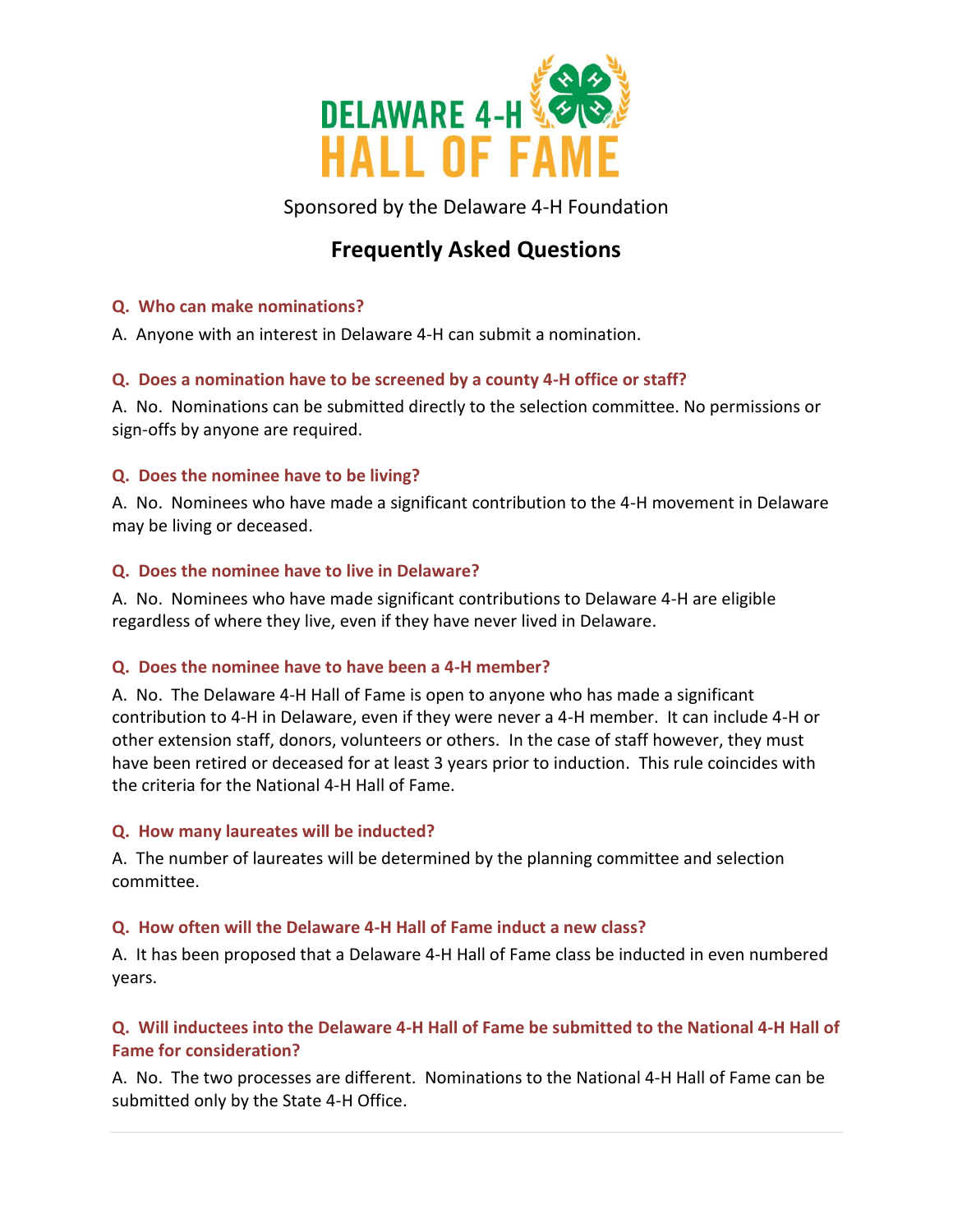# DELAWARE 4-H HALL OF FAME

Sponsored by the Delaware 4-H Foundation

## Frequently Asked Questions

**Q. Who can make nominations?**

A. Anyone with an interest in Delaware 4-H can submit a nomination.

**Q. Does a nomination have to be screened by a county 4-H office or staff?**

A. No. Nominations can be submitted directly to the selection committee. No permissions or sign-offs by anyone are required.

**Q. Does the nominee have to be living?**

A. No. Nominees who have made a significant contribution to the 4-H movement in Delaware may be living or deceased.

**Q. Does the nominee have to live in Delaware?**

A. No. Nominees who have made significant contributions to Delaware 4-H are eligible regardless of where they live, even if they have never lived in Delaware.

**Q. Does the nominee have to have been a 4-H member?**

A. No. The Delaware 4-H Hall of Fame is open to anyone who has made a significant contribution to 4-H in Delaware, even if they were never a 4-H member. It can include 4-H or other extension staff, donors, volunteers or others. In the case of staff however, they must have been retired or deceased for at least 3 years prior to induction. This rule coincides with the criteria for the National 4-H Hall of Fame.

**Q. How many laureates will be inducted?**

A. The number of laureates will be determined by the planning committee and selection committee.

**Q. How often will the Delaware 4-H Hall of Fame induct a new class?**

A. It has been proposed that a Delaware 4-H Hall of Fame class be inducted in even numbered years.

**Q. Will inductees into the Delaware 4-H Hall of Fame be submitted to the National 4-H Hall of Fame for consideration?**

A. No. The two processes are different. Nominations to the National 4-H Hall of Fame can be submitted only by the State 4-H Office.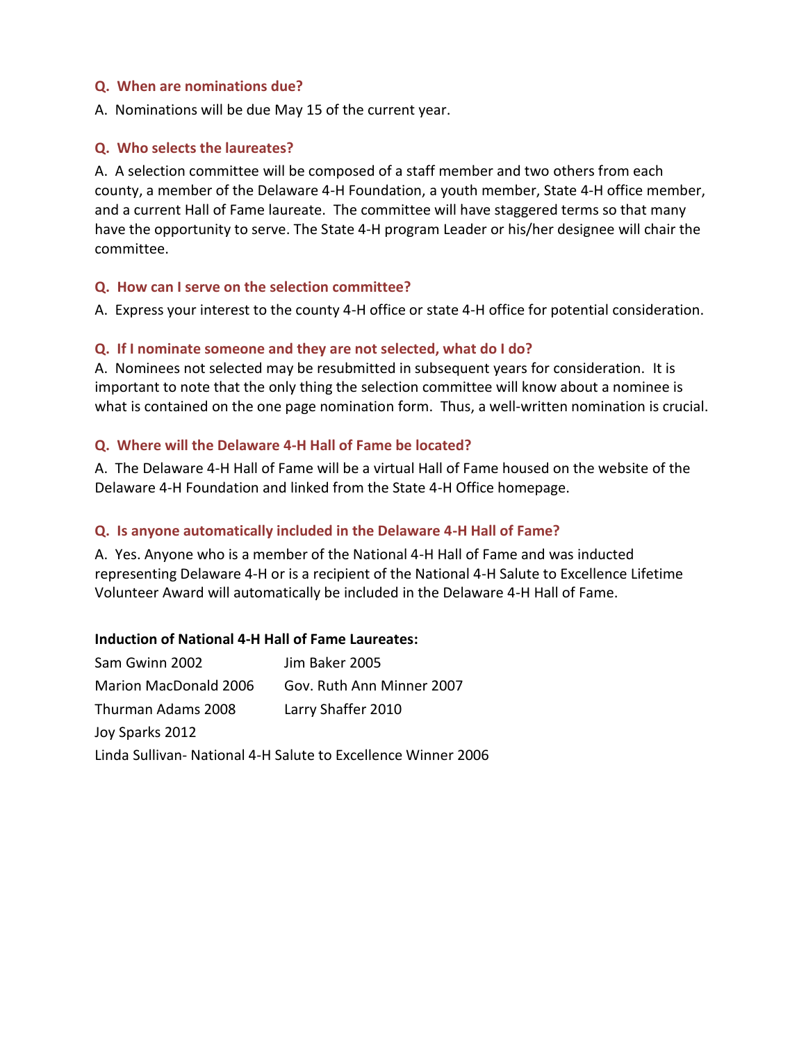**Q. When are nominations due?**

A. Nominations will be due May 15 of the current year.

**Q. Who selects the laureates?**

A. A selection committee will be composed of a staff member and two others from each county, a member of the Delaware 4-H Foundation, a youth member, State 4-H office member, and a current Hall of Fame laureate. The committee will have staggered terms so that many have the opportunity to serve. The State 4-H program Leader or his/her designee will chair the committee.

**Q. How can I serve on the selection committee?**

A. Express your interest to the county 4-H office or state 4-H office for potential consideration.

**Q. If I nominate someone and they are not selected, what do I do?**

A. Nominees not selected may be resubmitted in subsequent years for consideration. It is important to note that the only thing the selection committee will know about a nominee is what is contained on the one page nomination form. Thus, a well-written nomination is crucial.

**Q. Where will the Delaware 4-H Hall of Fame be located?**

A. The Delaware 4-H Hall of Fame will be a virtual Hall of Fame housed on the website of the Delaware 4-H Foundation and linked from the State 4-H Office homepage.

**Q. Is anyone automatically included in the Delaware 4-H Hall of Fame?**

A. Yes. Anyone who is a member of the National 4-H Hall of Fame and was inducted representing Delaware 4-H or is a recipient of the National 4-H Salute to Excellence Lifetime Volunteer Award will automatically be included in the Delaware 4-H Hall of Fame.

**Induction of National 4-H Hall of Fame Laureates:**

Sam Gwinn 2002
Jim Baker 2005
Marion MacDonald 2006
Gov. Ruth Ann Minner 2007
Thurman Adams 2008
Larry Shaffer 2010
Joy Sparks 2012
Linda Sullivan- National 4-H Salute to Excellence Winner 2006